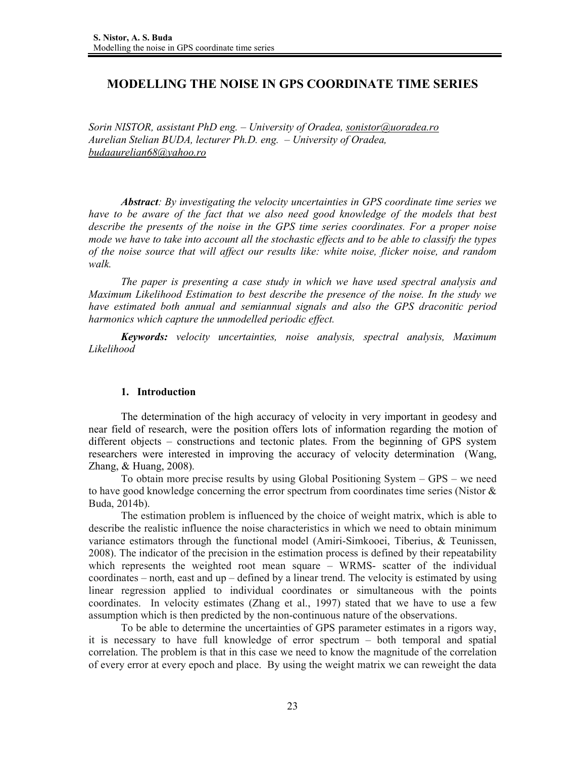# MODELLING THE NOISE IN GPS COORDINATE TIME SERIES

*Sorin NISTOR, assistant PhD eng. – University of Oradea, sonistor@uoradea.ro*
*Aurelian Stelian BUDA, lecturer Ph.D. eng. – University of Oradea, budaaurelian68@yahoo.ro*

***Abstract**: By investigating the velocity uncertainties in GPS coordinate time series we have to be aware of the fact that we also need good knowledge of the models that best describe the presents of the noise in the GPS time series coordinates. For a proper noise mode we have to take into account all the stochastic effects and to be able to classify the types of the noise source that will affect our results like: white noise, flicker noise, and random walk.*

*The paper is presenting a case study in which we have used spectral analysis and Maximum Likelihood Estimation to best describe the presence of the noise. In the study we have estimated both annual and semiannual signals and also the GPS draconitic period harmonics which capture the unmodelled periodic effect.*

***Keywords:** velocity uncertainties, noise analysis, spectral analysis, Maximum Likelihood*

## 1. Introduction

The determination of the high accuracy of velocity in very important in geodesy and near field of research, were the position offers lots of information regarding the motion of different objects – constructions and tectonic plates. From the beginning of GPS system researchers were interested in improving the accuracy of velocity determination (Wang, Zhang, & Huang, 2008).

To obtain more precise results by using Global Positioning System – GPS – we need to have good knowledge concerning the error spectrum from coordinates time series (Nistor & Buda, 2014b).

The estimation problem is influenced by the choice of weight matrix, which is able to describe the realistic influence the noise characteristics in which we need to obtain minimum variance estimators through the functional model (Amiri-Simkooei, Tiberius, & Teunissen, 2008). The indicator of the precision in the estimation process is defined by their repeatability which represents the weighted root mean square – WRMS- scatter of the individual coordinates – north, east and up – defined by a linear trend. The velocity is estimated by using linear regression applied to individual coordinates or simultaneous with the points coordinates. In velocity estimates (Zhang et al., 1997) stated that we have to use a few assumption which is then predicted by the non-continuous nature of the observations.

To be able to determine the uncertainties of GPS parameter estimates in a rigors way, it is necessary to have full knowledge of error spectrum – both temporal and spatial correlation. The problem is that in this case we need to know the magnitude of the correlation of every error at every epoch and place. By using the weight matrix we can reweight the data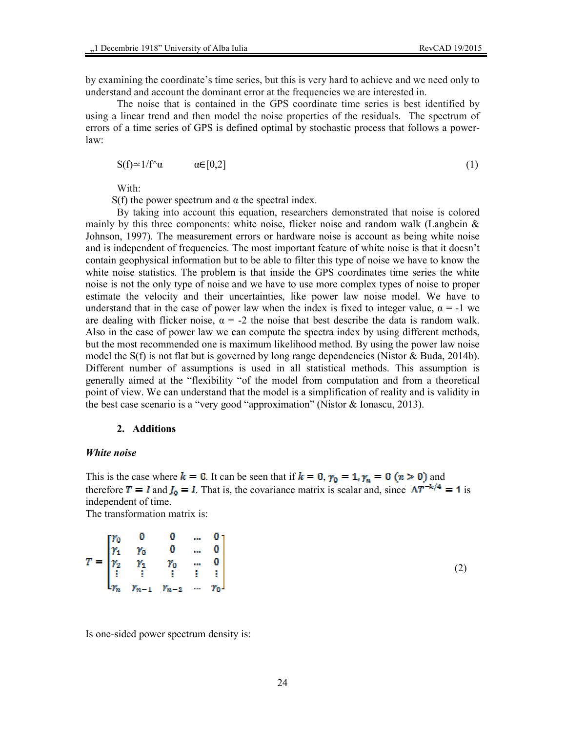by examining the coordinate's time series, but this is very hard to achieve and we need only to understand and account the dominant error at the frequencies we are interested in.

The noise that is contained in the GPS coordinate time series is best identified by using a linear trend and then model the noise properties of the residuals. The spectrum of errors of a time series of GPS is defined optimal by stochastic process that follows a power-law:

$$S(f) \simeq 1/f^{\alpha} \qquad \alpha \in [0,2] \tag{1}$$

With:

S(f) the power spectrum and α the spectral index.

By taking into account this equation, researchers demonstrated that noise is colored mainly by this three components: white noise, flicker noise and random walk (Langbein & Johnson, 1997). The measurement errors or hardware noise is account as being white noise and is independent of frequencies. The most important feature of white noise is that it doesn't contain geophysical information but to be able to filter this type of noise we have to know the white noise statistics. The problem is that inside the GPS coordinates time series the white noise is not the only type of noise and we have to use more complex types of noise to proper estimate the velocity and their uncertainties, like power law noise model. We have to understand that in the case of power law when the index is fixed to integer value, $\alpha = -1$ we are dealing with flicker noise, $\alpha = -2$ the noise that best describe the data is random walk. Also in the case of power law we can compute the spectra index by using different methods, but the most recommended one is maximum likelihood method. By using the power law noise model the S(f) is not flat but is governed by long range dependencies (Nistor & Buda, 2014b). Different number of assumptions is used in all statistical methods. This assumption is generally aimed at the "flexibility "of the model from computation and from a theoretical point of view. We can understand that the model is a simplification of reality and is validity in the best case scenario is a "very good "approximation" (Nistor & Ionascu, 2013).

## 2. Additions

***White noise***

This is the case where $k = 0$. It can be seen that if $k = 0$, $\gamma_0 = 1, \gamma_n = 0\ (n > 0)$ and therefore $T = I$ and $J_0 = I$. That is, the covariance matrix is scalar and, since $\Delta T^{-k/4} = 1$ is independent of time.

The transformation matrix is:

$$T = \begin{bmatrix} \gamma_0 & 0 & 0 & \cdots & 0 \\ \gamma_1 & \gamma_0 & 0 & \cdots & 0 \\ \gamma_2 & \gamma_1 & \gamma_0 & \cdots & 0 \\ \vdots & \vdots & \vdots & \vdots & \vdots \\ \gamma_n & \gamma_{n-1} & \gamma_{n-2} & \cdots & \gamma_0 \end{bmatrix} \tag{2}$$

Is one-sided power spectrum density is: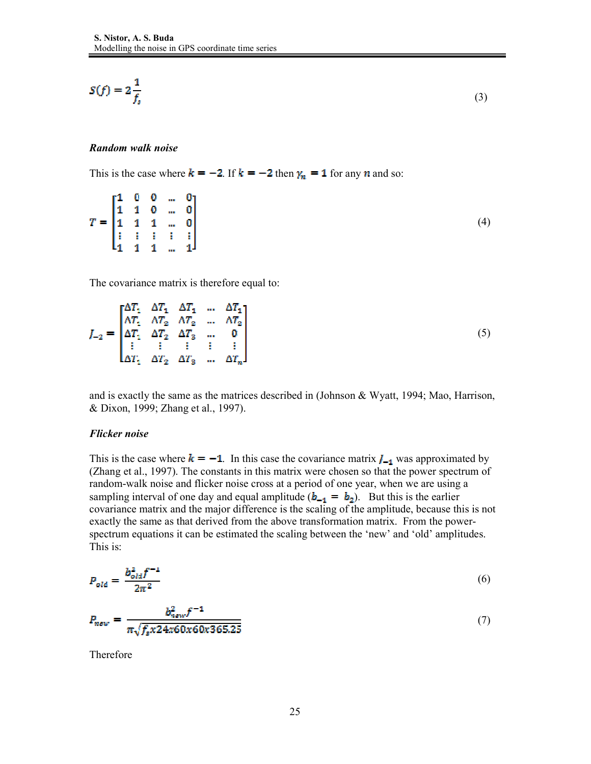$$S(f) = 2\frac{1}{f_s} \tag{3}$$

***Random walk noise***

This is the case where $k = -2$. If $k = -2$ then $\gamma_n = 1$ for any $n$ and so:

$$T = \begin{bmatrix} 1 & 0 & 0 & \dots & 0 \\ 1 & 1 & 0 & \dots & 0 \\ 1 & 1 & 1 & \dots & 0 \\ \vdots & \vdots & \vdots & \vdots & \vdots \\ 1 & 1 & 1 & \dots & 1 \end{bmatrix} \tag{4}$$

The covariance matrix is therefore equal to:

$$J_{-2} = \begin{bmatrix} \Delta T_1 & \Delta T_1 & \Delta T_1 & \dots & \Delta T_1 \\ \Delta T_1 & \Delta T_2 & \Delta T_2 & \dots & \Delta T_2 \\ \Delta T_1 & \Delta T_2 & \Delta T_3 & \dots & 0 \\ \vdots & \vdots & \vdots & \vdots & \vdots \\ \Delta T_1 & \Delta T_2 & \Delta T_3 & \dots & \Delta T_n \end{bmatrix} \tag{5}$$

and is exactly the same as the matrices described in (Johnson & Wyatt, 1994; Mao, Harrison, & Dixon, 1999; Zhang et al., 1997).

***Flicker noise***

This is the case where $k = -1$. In this case the covariance matrix $J_{-1}$ was approximated by (Zhang et al., 1997). The constants in this matrix were chosen so that the power spectrum of random-walk noise and flicker noise cross at a period of one year, when we are using a sampling interval of one day and equal amplitude ($b_{-1} = b_2$). But this is the earlier covariance matrix and the major difference is the scaling of the amplitude, because this is not exactly the same as that derived from the above transformation matrix. From the power-spectrum equations it can be estimated the scaling between the 'new' and 'old' amplitudes. This is:

$$P_{old} = \frac{b_{old}^2 f^{-1}}{2\pi^2} \tag{6}$$

$$P_{new} = \frac{b_{new}^2 f^{-1}}{\pi\sqrt{f_s x 24 x 60 x 60 x 365.25}} \tag{7}$$

Therefore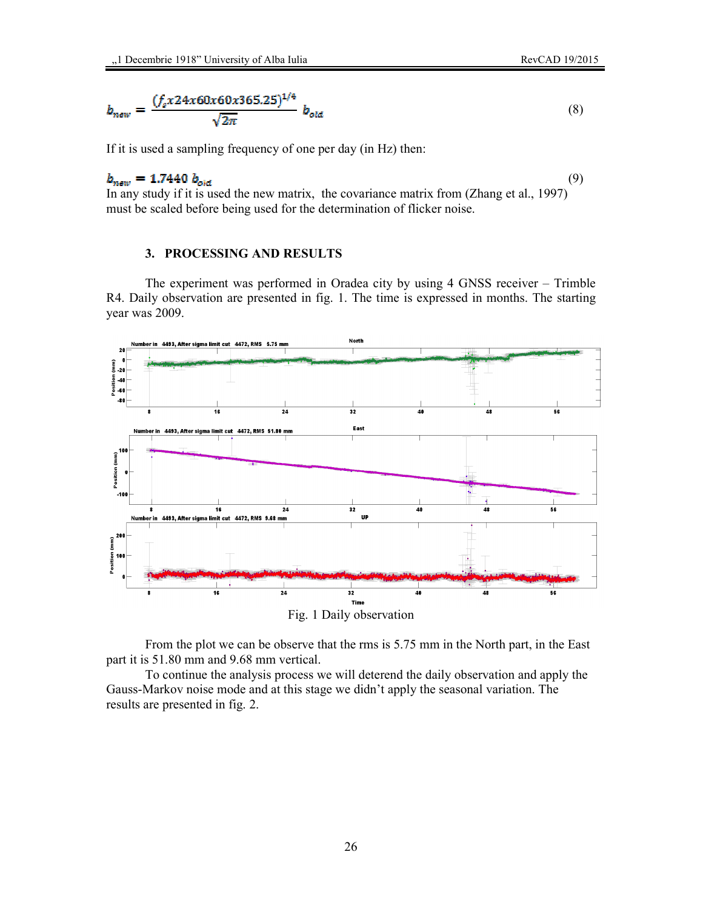$$b_{new} = \frac{(f_s x 24 x 60 x 60 x 365.25)^{1/4}}{\sqrt{2\pi}} b_{old} \tag{8}$$

If it is used a sampling frequency of one per day (in Hz) then:

$$b_{new} = 1.7440\ b_{old} \tag{9}$$

In any study if it is used the new matrix, the covariance matrix from (Zhang et al., 1997) must be scaled before being used for the determination of flicker noise.

## 3. PROCESSING AND RESULTS

The experiment was performed in Oradea city by using 4 GNSS receiver – Trimble R4. Daily observation are presented in fig. 1. The time is expressed in months. The starting year was 2009.

Fig. 1 Daily observation

From the plot we can be observe that the rms is 5.75 mm in the North part, in the East part it is 51.80 mm and 9.68 mm vertical.

To continue the analysis process we will deterend the daily observation and apply the Gauss-Markov noise mode and at this stage we didn't apply the seasonal variation. The results are presented in fig. 2.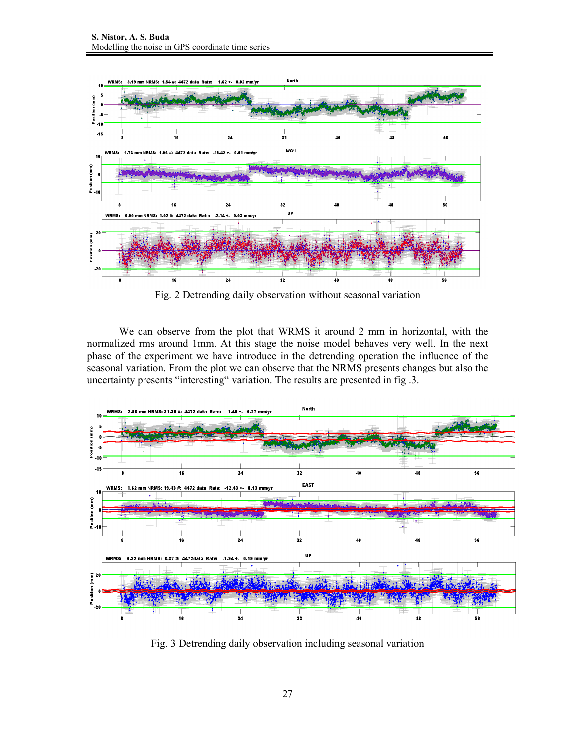Fig. 2 Detrending daily observation without seasonal variation

We can observe from the plot that WRMS it around 2 mm in horizontal, with the normalized rms around 1mm. At this stage the noise model behaves very well. In the next phase of the experiment we have introduce in the detrending operation the influence of the seasonal variation. From the plot we can observe that the NRMS presents changes but also the uncertainty presents "interesting" variation. The results are presented in fig .3.

Fig. 3 Detrending daily observation including seasonal variation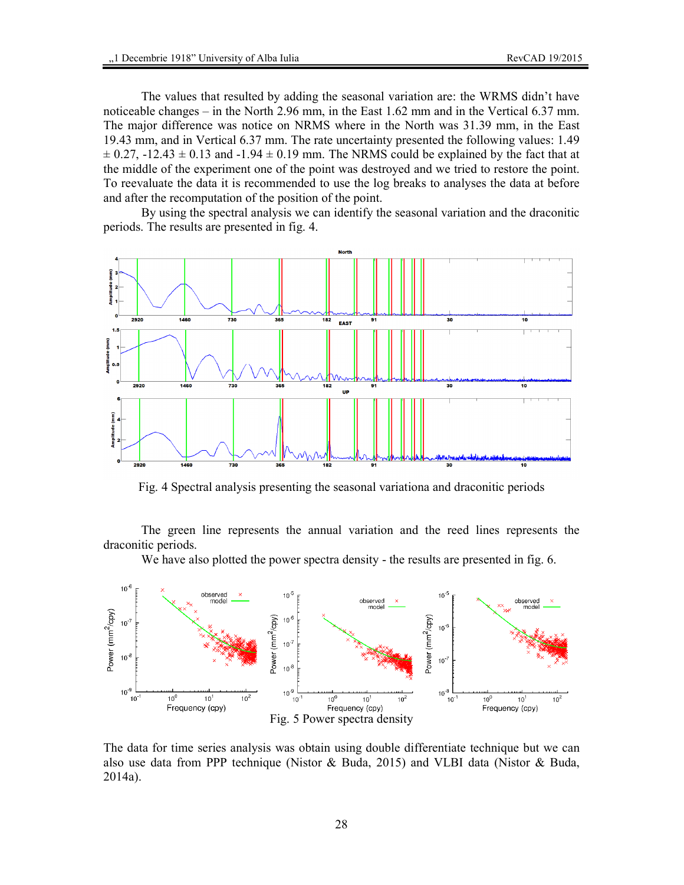The values that resulted by adding the seasonal variation are: the WRMS didn't have noticeable changes – in the North 2.96 mm, in the East 1.62 mm and in the Vertical 6.37 mm. The major difference was notice on NRMS where in the North was 31.39 mm, in the East 19.43 mm, and in Vertical 6.37 mm. The rate uncertainty presented the following values: 1.49 ± 0.27, -12.43 ± 0.13 and -1.94 ± 0.19 mm. The NRMS could be explained by the fact that at the middle of the experiment one of the point was destroyed and we tried to restore the point. To reevaluate the data it is recommended to use the log breaks to analyses the data at before and after the recomputation of the position of the point.

By using the spectral analysis we can identify the seasonal variation and the draconitic periods. The results are presented in fig. 4.

Fig. 4 Spectral analysis presenting the seasonal variationa and draconitic periods

The green line represents the annual variation and the reed lines represents the draconitic periods.

We have also plotted the power spectra density - the results are presented in fig. 6.

Fig. 5 Power spectra density

The data for time series analysis was obtain using double differentiate technique but we can also use data from PPP technique (Nistor & Buda, 2015) and VLBI data (Nistor & Buda, 2014a).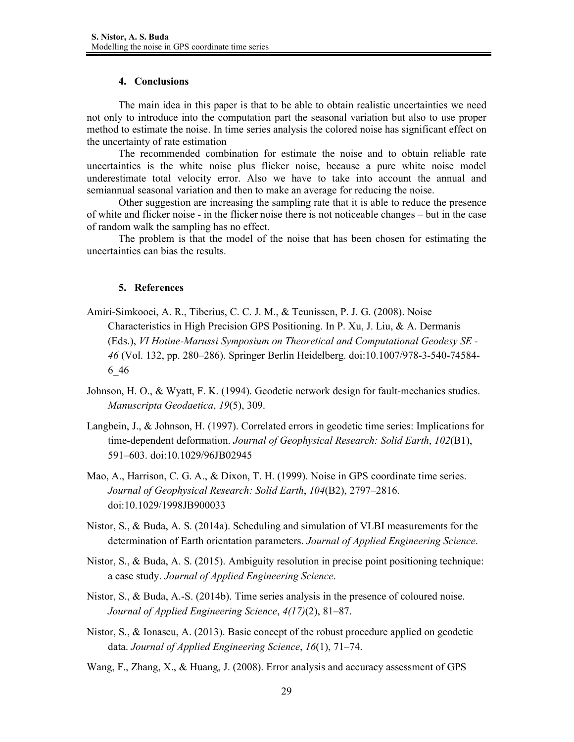## 4. Conclusions

The main idea in this paper is that to be able to obtain realistic uncertainties we need not only to introduce into the computation part the seasonal variation but also to use proper method to estimate the noise. In time series analysis the colored noise has significant effect on the uncertainty of rate estimation

The recommended combination for estimate the noise and to obtain reliable rate uncertainties is the white noise plus flicker noise, because a pure white noise model underestimate total velocity error. Also we have to take into account the annual and semiannual seasonal variation and then to make an average for reducing the noise.

Other suggestion are increasing the sampling rate that it is able to reduce the presence of white and flicker noise - in the flicker noise there is not noticeable changes – but in the case of random walk the sampling has no effect.

The problem is that the model of the noise that has been chosen for estimating the uncertainties can bias the results.

## 5. References

Amiri-Simkooei, A. R., Tiberius, C. C. J. M., & Teunissen, P. J. G. (2008). Noise Characteristics in High Precision GPS Positioning. In P. Xu, J. Liu, & A. Dermanis (Eds.), *VI Hotine-Marussi Symposium on Theoretical and Computational Geodesy SE - 46* (Vol. 132, pp. 280–286). Springer Berlin Heidelberg. doi:10.1007/978-3-540-74584-6_46

Johnson, H. O., & Wyatt, F. K. (1994). Geodetic network design for fault-mechanics studies. *Manuscripta Geodaetica*, *19*(5), 309.

Langbein, J., & Johnson, H. (1997). Correlated errors in geodetic time series: Implications for time-dependent deformation. *Journal of Geophysical Research: Solid Earth*, *102*(B1), 591–603. doi:10.1029/96JB02945

Mao, A., Harrison, C. G. A., & Dixon, T. H. (1999). Noise in GPS coordinate time series. *Journal of Geophysical Research: Solid Earth*, *104*(B2), 2797–2816. doi:10.1029/1998JB900033

Nistor, S., & Buda, A. S. (2014a). Scheduling and simulation of VLBI measurements for the determination of Earth orientation parameters. *Journal of Applied Engineering Science*.

Nistor, S., & Buda, A. S. (2015). Ambiguity resolution in precise point positioning technique: a case study. *Journal of Applied Engineering Science*.

Nistor, S., & Buda, A.-S. (2014b). Time series analysis in the presence of coloured noise. *Journal of Applied Engineering Science*, *4(17)*(2), 81–87.

Nistor, S., & Ionascu, A. (2013). Basic concept of the robust procedure applied on geodetic data. *Journal of Applied Engineering Science*, *16*(1), 71–74.

Wang, F., Zhang, X., & Huang, J. (2008). Error analysis and accuracy assessment of GPS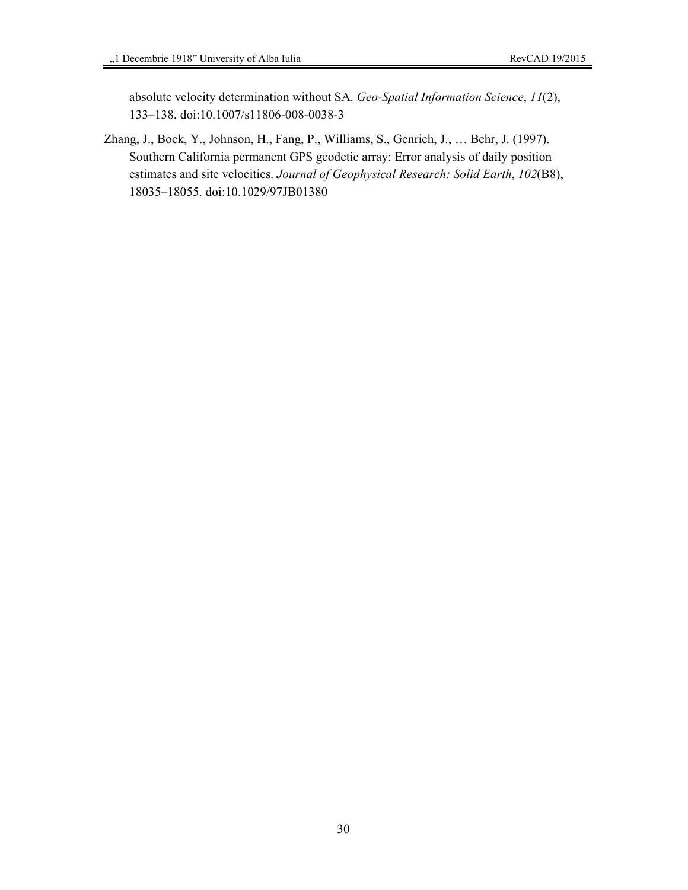absolute velocity determination without SA. *Geo-Spatial Information Science*, *11*(2), 133–138. doi:10.1007/s11806-008-0038-3

Zhang, J., Bock, Y., Johnson, H., Fang, P., Williams, S., Genrich, J., … Behr, J. (1997). Southern California permanent GPS geodetic array: Error analysis of daily position estimates and site velocities. *Journal of Geophysical Research: Solid Earth*, *102*(B8), 18035–18055. doi:10.1029/97JB01380